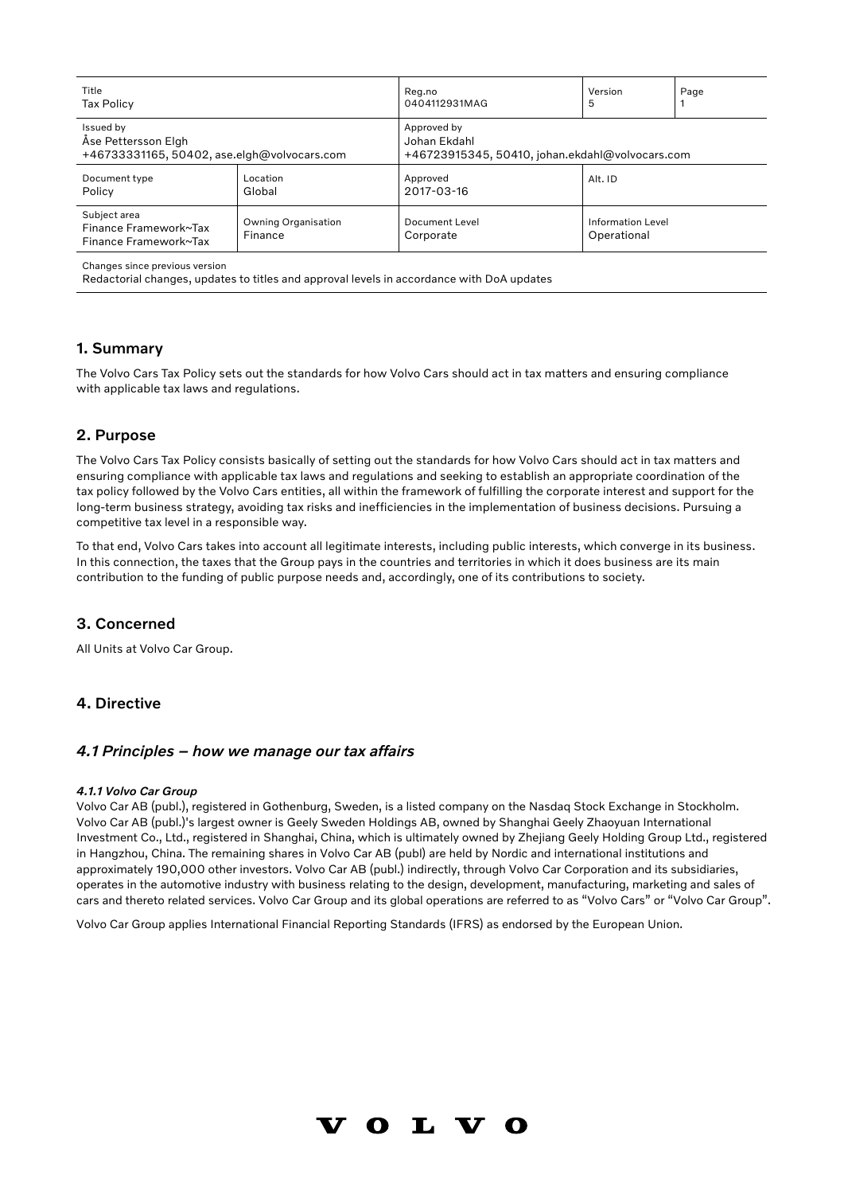| Title<br>Tax Policy | | Reg.no<br>0404112931MAG | Version<br>5 | Page<br>1 |
|---|---|---|---|---|
| Issued by<br>Åse Pettersson Elgh<br>+46733331165, 50402, ase.elgh@volvocars.com | | Approved by<br>Johan Ekdahl<br>+46723915345, 50410, johan.ekdahl@volvocars.com | | |
| Document type<br>Policy | Location<br>Global | Approved<br>2017-03-16 | Alt. ID | |
| Subject area<br>Finance Framework~Tax<br>Finance Framework~Tax | Owning Organisation<br>Finance | Document Level<br>Corporate | Information Level<br>Operational | |

Changes since previous version
Redactorial changes, updates to titles and approval levels in accordance with DoA updates

## 1. Summary

The Volvo Cars Tax Policy sets out the standards for how Volvo Cars should act in tax matters and ensuring compliance with applicable tax laws and regulations.

## 2. Purpose

The Volvo Cars Tax Policy consists basically of setting out the standards for how Volvo Cars should act in tax matters and ensuring compliance with applicable tax laws and regulations and seeking to establish an appropriate coordination of the tax policy followed by the Volvo Cars entities, all within the framework of fulfilling the corporate interest and support for the long-term business strategy, avoiding tax risks and inefficiencies in the implementation of business decisions. Pursuing a competitive tax level in a responsible way.

To that end, Volvo Cars takes into account all legitimate interests, including public interests, which converge in its business. In this connection, the taxes that the Group pays in the countries and territories in which it does business are its main contribution to the funding of public purpose needs and, accordingly, one of its contributions to society.

## 3. Concerned

All Units at Volvo Car Group.

## 4. Directive

### *4.1 Principles – how we manage our tax affairs*

#### *4.1.1 Volvo Car Group*

Volvo Car AB (publ.), registered in Gothenburg, Sweden, is a listed company on the Nasdaq Stock Exchange in Stockholm. Volvo Car AB (publ.)'s largest owner is Geely Sweden Holdings AB, owned by Shanghai Geely Zhaoyuan International Investment Co., Ltd., registered in Shanghai, China, which is ultimately owned by Zhejiang Geely Holding Group Ltd., registered in Hangzhou, China. The remaining shares in Volvo Car AB (publ) are held by Nordic and international institutions and approximately 190,000 other investors. Volvo Car AB (publ.) indirectly, through Volvo Car Corporation and its subsidiaries, operates in the automotive industry with business relating to the design, development, manufacturing, marketing and sales of cars and thereto related services. Volvo Car Group and its global operations are referred to as "Volvo Cars" or "Volvo Car Group".

Volvo Car Group applies International Financial Reporting Standards (IFRS) as endorsed by the European Union.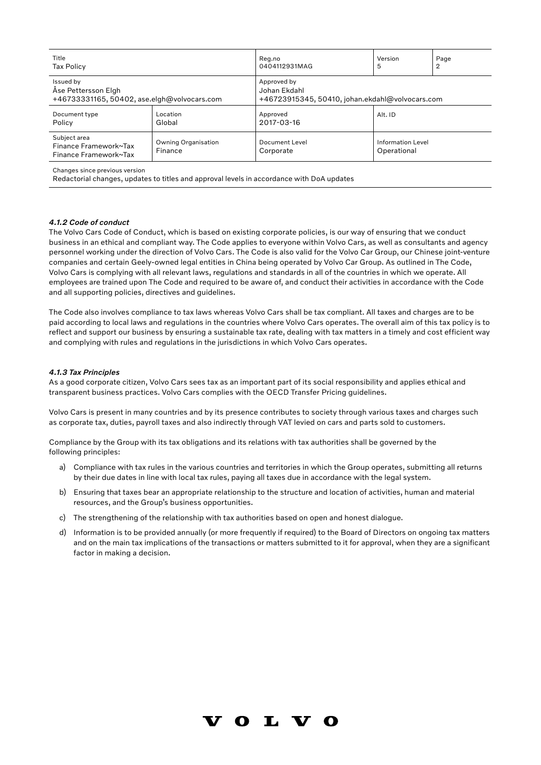#### *4.1.2 Code of conduct*

The Volvo Cars Code of Conduct, which is based on existing corporate policies, is our way of ensuring that we conduct business in an ethical and compliant way. The Code applies to everyone within Volvo Cars, as well as consultants and agency personnel working under the direction of Volvo Cars. The Code is also valid for the Volvo Car Group, our Chinese joint-venture companies and certain Geely-owned legal entities in China being operated by Volvo Car Group. As outlined in The Code, Volvo Cars is complying with all relevant laws, regulations and standards in all of the countries in which we operate. All employees are trained upon The Code and required to be aware of, and conduct their activities in accordance with the Code and all supporting policies, directives and guidelines.

The Code also involves compliance to tax laws whereas Volvo Cars shall be tax compliant. All taxes and charges are to be paid according to local laws and regulations in the countries where Volvo Cars operates. The overall aim of this tax policy is to reflect and support our business by ensuring a sustainable tax rate, dealing with tax matters in a timely and cost efficient way and complying with rules and regulations in the jurisdictions in which Volvo Cars operates.

#### *4.1.3 Tax Principles*

As a good corporate citizen, Volvo Cars sees tax as an important part of its social responsibility and applies ethical and transparent business practices. Volvo Cars complies with the OECD Transfer Pricing guidelines.

Volvo Cars is present in many countries and by its presence contributes to society through various taxes and charges such as corporate tax, duties, payroll taxes and also indirectly through VAT levied on cars and parts sold to customers.

Compliance by the Group with its tax obligations and its relations with tax authorities shall be governed by the following principles:

a) Compliance with tax rules in the various countries and territories in which the Group operates, submitting all returns by their due dates in line with local tax rules, paying all taxes due in accordance with the legal system.

b) Ensuring that taxes bear an appropriate relationship to the structure and location of activities, human and material resources, and the Group's business opportunities.

c) The strengthening of the relationship with tax authorities based on open and honest dialogue.

d) Information is to be provided annually (or more frequently if required) to the Board of Directors on ongoing tax matters and on the main tax implications of the transactions or matters submitted to it for approval, when they are a significant factor in making a decision.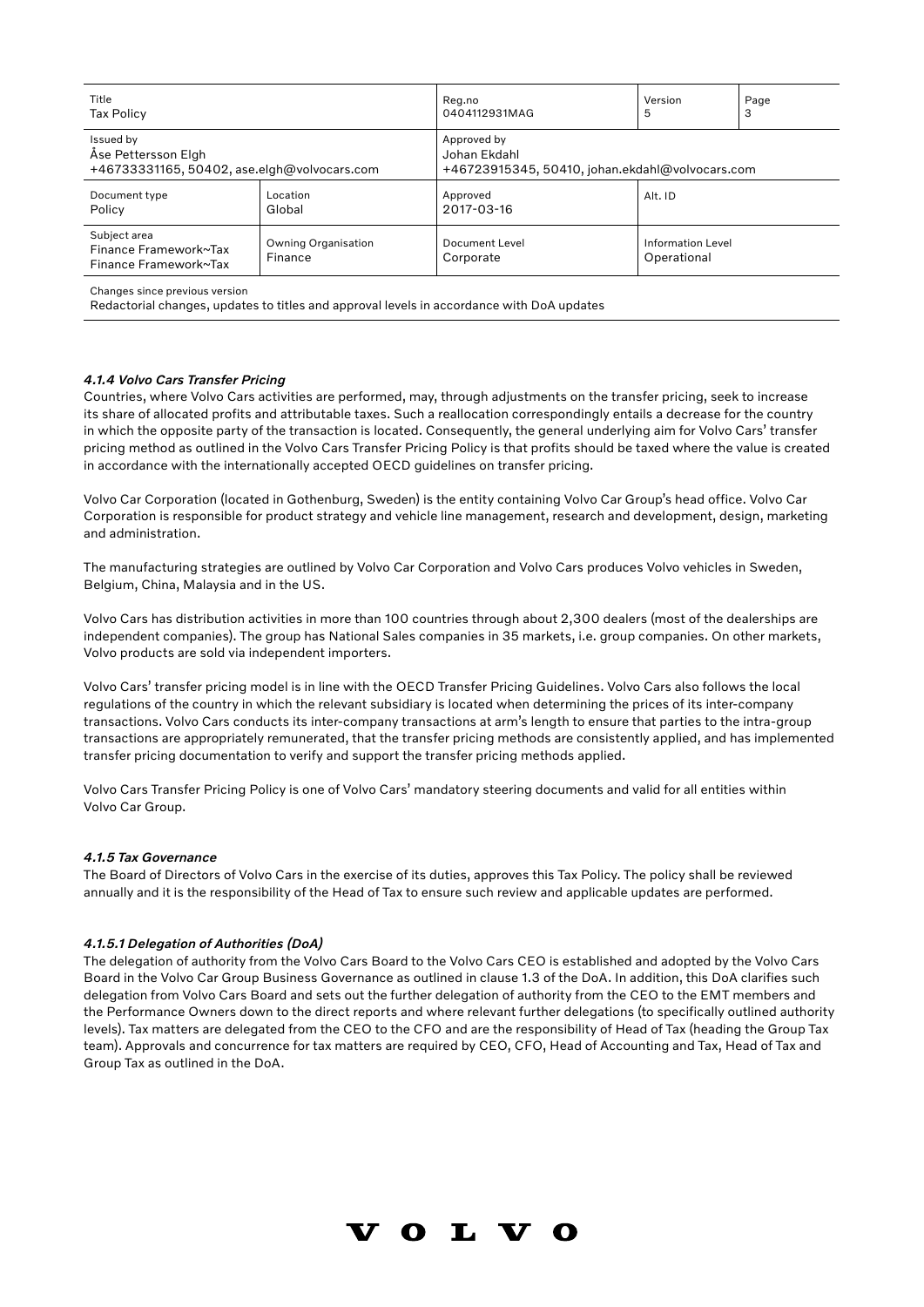#### *4.1.4 Volvo Cars Transfer Pricing*

Countries, where Volvo Cars activities are performed, may, through adjustments on the transfer pricing, seek to increase its share of allocated profits and attributable taxes. Such a reallocation correspondingly entails a decrease for the country in which the opposite party of the transaction is located. Consequently, the general underlying aim for Volvo Cars' transfer pricing method as outlined in the Volvo Cars Transfer Pricing Policy is that profits should be taxed where the value is created in accordance with the internationally accepted OECD guidelines on transfer pricing.

Volvo Car Corporation (located in Gothenburg, Sweden) is the entity containing Volvo Car Group's head office. Volvo Car Corporation is responsible for product strategy and vehicle line management, research and development, design, marketing and administration.

The manufacturing strategies are outlined by Volvo Car Corporation and Volvo Cars produces Volvo vehicles in Sweden, Belgium, China, Malaysia and in the US.

Volvo Cars has distribution activities in more than 100 countries through about 2,300 dealers (most of the dealerships are independent companies). The group has National Sales companies in 35 markets, i.e. group companies. On other markets, Volvo products are sold via independent importers.

Volvo Cars' transfer pricing model is in line with the OECD Transfer Pricing Guidelines. Volvo Cars also follows the local regulations of the country in which the relevant subsidiary is located when determining the prices of its inter-company transactions. Volvo Cars conducts its inter-company transactions at arm's length to ensure that parties to the intra-group transactions are appropriately remunerated, that the transfer pricing methods are consistently applied, and has implemented transfer pricing documentation to verify and support the transfer pricing methods applied.

Volvo Cars Transfer Pricing Policy is one of Volvo Cars' mandatory steering documents and valid for all entities within Volvo Car Group.

#### *4.1.5 Tax Governance*

The Board of Directors of Volvo Cars in the exercise of its duties, approves this Tax Policy. The policy shall be reviewed annually and it is the responsibility of the Head of Tax to ensure such review and applicable updates are performed.

##### *4.1.5.1 Delegation of Authorities (DoA)*

The delegation of authority from the Volvo Cars Board to the Volvo Cars CEO is established and adopted by the Volvo Cars Board in the Volvo Car Group Business Governance as outlined in clause 1.3 of the DoA. In addition, this DoA clarifies such delegation from Volvo Cars Board and sets out the further delegation of authority from the CEO to the EMT members and the Performance Owners down to the direct reports and where relevant further delegations (to specifically outlined authority levels). Tax matters are delegated from the CEO to the CFO and are the responsibility of Head of Tax (heading the Group Tax team). Approvals and concurrence for tax matters are required by CEO, CFO, Head of Accounting and Tax, Head of Tax and Group Tax as outlined in the DoA.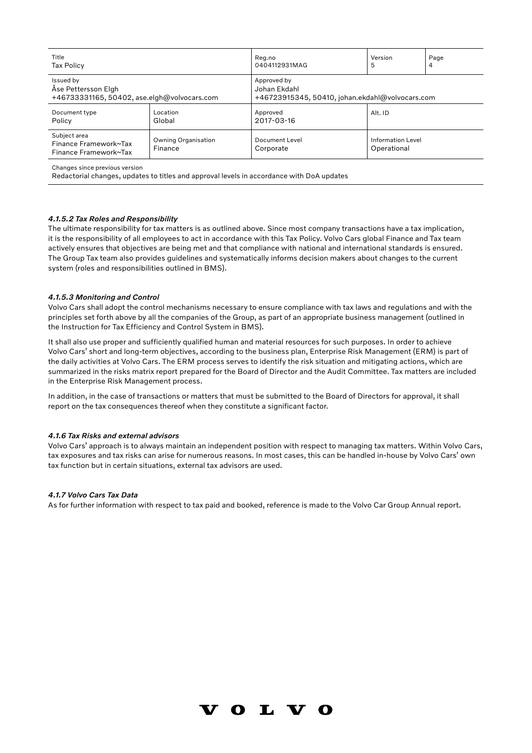#### 4.1.5.2 Tax Roles and Responsibility

The ultimate responsibility for tax matters is as outlined above. Since most company transactions have a tax implication, it is the responsibility of all employees to act in accordance with this Tax Policy. Volvo Cars global Finance and Tax team actively ensures that objectives are being met and that compliance with national and international standards is ensured. The Group Tax team also provides guidelines and systematically informs decision makers about changes to the current system (roles and responsibilities outlined in BMS).

#### 4.1.5.3 Monitoring and Control

Volvo Cars shall adopt the control mechanisms necessary to ensure compliance with tax laws and regulations and with the principles set forth above by all the companies of the Group, as part of an appropriate business management (outlined in the Instruction for Tax Efficiency and Control System in BMS).

It shall also use proper and sufficiently qualified human and material resources for such purposes. In order to achieve Volvo Cars' short and long-term objectives, according to the business plan, Enterprise Risk Management (ERM) is part of the daily activities at Volvo Cars. The ERM process serves to identify the risk situation and mitigating actions, which are summarized in the risks matrix report prepared for the Board of Director and the Audit Committee. Tax matters are included in the Enterprise Risk Management process.

In addition, in the case of transactions or matters that must be submitted to the Board of Directors for approval, it shall report on the tax consequences thereof when they constitute a significant factor.

### 4.1.6 Tax Risks and external advisors

Volvo Cars' approach is to always maintain an independent position with respect to managing tax matters. Within Volvo Cars, tax exposures and tax risks can arise for numerous reasons. In most cases, this can be handled in-house by Volvo Cars' own tax function but in certain situations, external tax advisors are used.

### 4.1.7 Volvo Cars Tax Data

As for further information with respect to tax paid and booked, reference is made to the Volvo Car Group Annual report.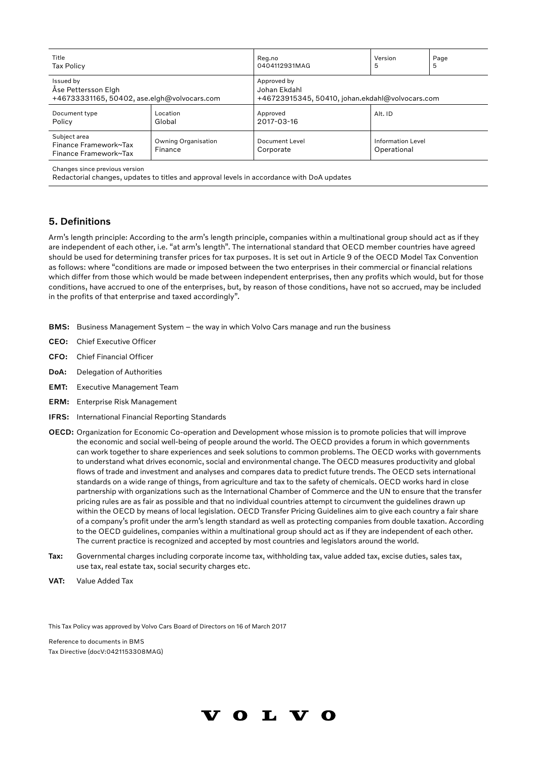| Title<br>Tax Policy | | Reg.no<br>0404112931MAG | Version<br>5 | Page<br>5 |
|---|---|---|---|---|
| Issued by<br>Åse Pettersson Elgh<br>+46733331165, 50402, ase.elgh@volvocars.com | | Approved by<br>Johan Ekdahl<br>+46723915345, 50410, johan.ekdahl@volvocars.com | | |
| Document type<br>Policy | Location<br>Global | Approved<br>2017-03-16 | Alt. ID | |
| Subject area<br>Finance Framework~Tax<br>Finance Framework~Tax | Owning Organisation<br>Finance | Document Level<br>Corporate | Information Level<br>Operational | |
| Changes since previous version<br>Redactorial changes, updates to titles and approval levels in accordance with DoA updates | | | | |

## 5. Definitions

Arm's length principle: According to the arm's length principle, companies within a multinational group should act as if they are independent of each other, i.e. "at arm's length". The international standard that OECD member countries have agreed should be used for determining transfer prices for tax purposes. It is set out in Article 9 of the OECD Model Tax Convention as follows: where "conditions are made or imposed between the two enterprises in their commercial or financial relations which differ from those which would be made between independent enterprises, then any profits which would, but for those conditions, have accrued to one of the enterprises, but, by reason of those conditions, have not so accrued, may be included in the profits of that enterprise and taxed accordingly".

**BMS:** Business Management System – the way in which Volvo Cars manage and run the business

**CEO:** Chief Executive Officer

**CFO:** Chief Financial Officer

**DoA:** Delegation of Authorities

**EMT:** Executive Management Team

**ERM:** Enterprise Risk Management

**IFRS:** International Financial Reporting Standards

**OECD:** Organization for Economic Co-operation and Development whose mission is to promote policies that will improve the economic and social well-being of people around the world. The OECD provides a forum in which governments can work together to share experiences and seek solutions to common problems. The OECD works with governments to understand what drives economic, social and environmental change. The OECD measures productivity and global flows of trade and investment and analyses and compares data to predict future trends. The OECD sets international standards on a wide range of things, from agriculture and tax to the safety of chemicals. OECD works hard in close partnership with organizations such as the International Chamber of Commerce and the UN to ensure that the transfer pricing rules are as fair as possible and that no individual countries attempt to circumvent the guidelines drawn up within the OECD by means of local legislation. OECD Transfer Pricing Guidelines aim to give each country a fair share of a company's profit under the arm's length standard as well as protecting companies from double taxation. According to the OECD guidelines, companies within a multinational group should act as if they are independent of each other. The current practice is recognized and accepted by most countries and legislators around the world.

**Tax:** Governmental charges including corporate income tax, withholding tax, value added tax, excise duties, sales tax, use tax, real estate tax, social security charges etc.

**VAT:** Value Added Tax

This Tax Policy was approved by Volvo Cars Board of Directors on 16 of March 2017

Reference to documents in BMS
Tax Directive (docV:0421153308MAG)

VOLVO